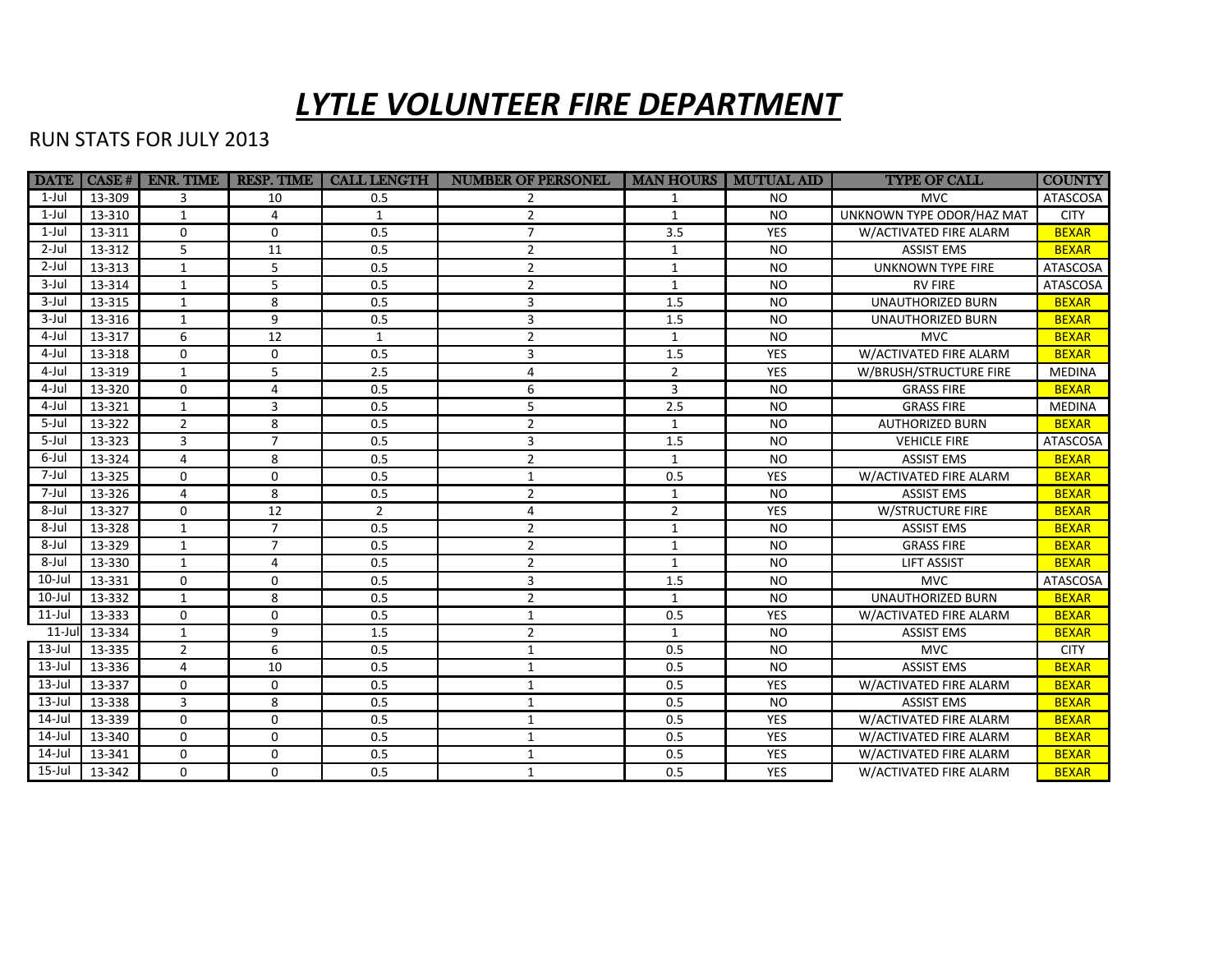# ***LYTLE VOLUNTEER FIRE DEPARTMENT***

RUN STATS FOR JULY 2013

| DATE | CASE # | ENR. TIME | RESP. TIME | CALL LENGTH | NUMBER OF PERSONEL | MAN HOURS | MUTUAL AID | TYPE OF CALL | COUNTY |
|---|---|---|---|---|---|---|---|---|---|
| 1-Jul | 13-309 | 3 | 10 | 0.5 | 2 | 1 | NO | MVC | ATASCOSA |
| 1-Jul | 13-310 | 1 | 4 | 1 | 2 | 1 | NO | UNKNOWN TYPE ODOR/HAZ MAT | CITY |
| 1-Jul | 13-311 | 0 | 0 | 0.5 | 7 | 3.5 | YES | W/ACTIVATED FIRE ALARM | BEXAR |
| 2-Jul | 13-312 | 5 | 11 | 0.5 | 2 | 1 | NO | ASSIST EMS | BEXAR |
| 2-Jul | 13-313 | 1 | 5 | 0.5 | 2 | 1 | NO | UNKNOWN TYPE FIRE | ATASCOSA |
| 3-Jul | 13-314 | 1 | 5 | 0.5 | 2 | 1 | NO | RV FIRE | ATASCOSA |
| 3-Jul | 13-315 | 1 | 8 | 0.5 | 3 | 1.5 | NO | UNAUTHORIZED BURN | BEXAR |
| 3-Jul | 13-316 | 1 | 9 | 0.5 | 3 | 1.5 | NO | UNAUTHORIZED BURN | BEXAR |
| 4-Jul | 13-317 | 6 | 12 | 1 | 2 | 1 | NO | MVC | BEXAR |
| 4-Jul | 13-318 | 0 | 0 | 0.5 | 3 | 1.5 | YES | W/ACTIVATED FIRE ALARM | BEXAR |
| 4-Jul | 13-319 | 1 | 5 | 2.5 | 4 | 2 | YES | W/BRUSH/STRUCTURE FIRE | MEDINA |
| 4-Jul | 13-320 | 0 | 4 | 0.5 | 6 | 3 | NO | GRASS FIRE | BEXAR |
| 4-Jul | 13-321 | 1 | 3 | 0.5 | 5 | 2.5 | NO | GRASS FIRE | MEDINA |
| 5-Jul | 13-322 | 2 | 8 | 0.5 | 2 | 1 | NO | AUTHORIZED BURN | BEXAR |
| 5-Jul | 13-323 | 3 | 7 | 0.5 | 3 | 1.5 | NO | VEHICLE FIRE | ATASCOSA |
| 6-Jul | 13-324 | 4 | 8 | 0.5 | 2 | 1 | NO | ASSIST EMS | BEXAR |
| 7-Jul | 13-325 | 0 | 0 | 0.5 | 1 | 0.5 | YES | W/ACTIVATED FIRE ALARM | BEXAR |
| 7-Jul | 13-326 | 4 | 8 | 0.5 | 2 | 1 | NO | ASSIST EMS | BEXAR |
| 8-Jul | 13-327 | 0 | 12 | 2 | 4 | 2 | YES | W/STRUCTURE FIRE | BEXAR |
| 8-Jul | 13-328 | 1 | 7 | 0.5 | 2 | 1 | NO | ASSIST EMS | BEXAR |
| 8-Jul | 13-329 | 1 | 7 | 0.5 | 2 | 1 | NO | GRASS FIRE | BEXAR |
| 8-Jul | 13-330 | 1 | 4 | 0.5 | 2 | 1 | NO | LIFT ASSIST | BEXAR |
| 10-Jul | 13-331 | 0 | 0 | 0.5 | 3 | 1.5 | NO | MVC | ATASCOSA |
| 10-Jul | 13-332 | 1 | 8 | 0.5 | 2 | 1 | NO | UNAUTHORIZED BURN | BEXAR |
| 11-Jul | 13-333 | 0 | 0 | 0.5 | 1 | 0.5 | YES | W/ACTIVATED FIRE ALARM | BEXAR |
| 11-Jul | 13-334 | 1 | 9 | 1.5 | 2 | 1 | NO | ASSIST EMS | BEXAR |
| 13-Jul | 13-335 | 2 | 6 | 0.5 | 1 | 0.5 | NO | MVC | CITY |
| 13-Jul | 13-336 | 4 | 10 | 0.5 | 1 | 0.5 | NO | ASSIST EMS | BEXAR |
| 13-Jul | 13-337 | 0 | 0 | 0.5 | 1 | 0.5 | YES | W/ACTIVATED FIRE ALARM | BEXAR |
| 13-Jul | 13-338 | 3 | 8 | 0.5 | 1 | 0.5 | NO | ASSIST EMS | BEXAR |
| 14-Jul | 13-339 | 0 | 0 | 0.5 | 1 | 0.5 | YES | W/ACTIVATED FIRE ALARM | BEXAR |
| 14-Jul | 13-340 | 0 | 0 | 0.5 | 1 | 0.5 | YES | W/ACTIVATED FIRE ALARM | BEXAR |
| 14-Jul | 13-341 | 0 | 0 | 0.5 | 1 | 0.5 | YES | W/ACTIVATED FIRE ALARM | BEXAR |
| 15-Jul | 13-342 | 0 | 0 | 0.5 | 1 | 0.5 | YES | W/ACTIVATED FIRE ALARM | BEXAR |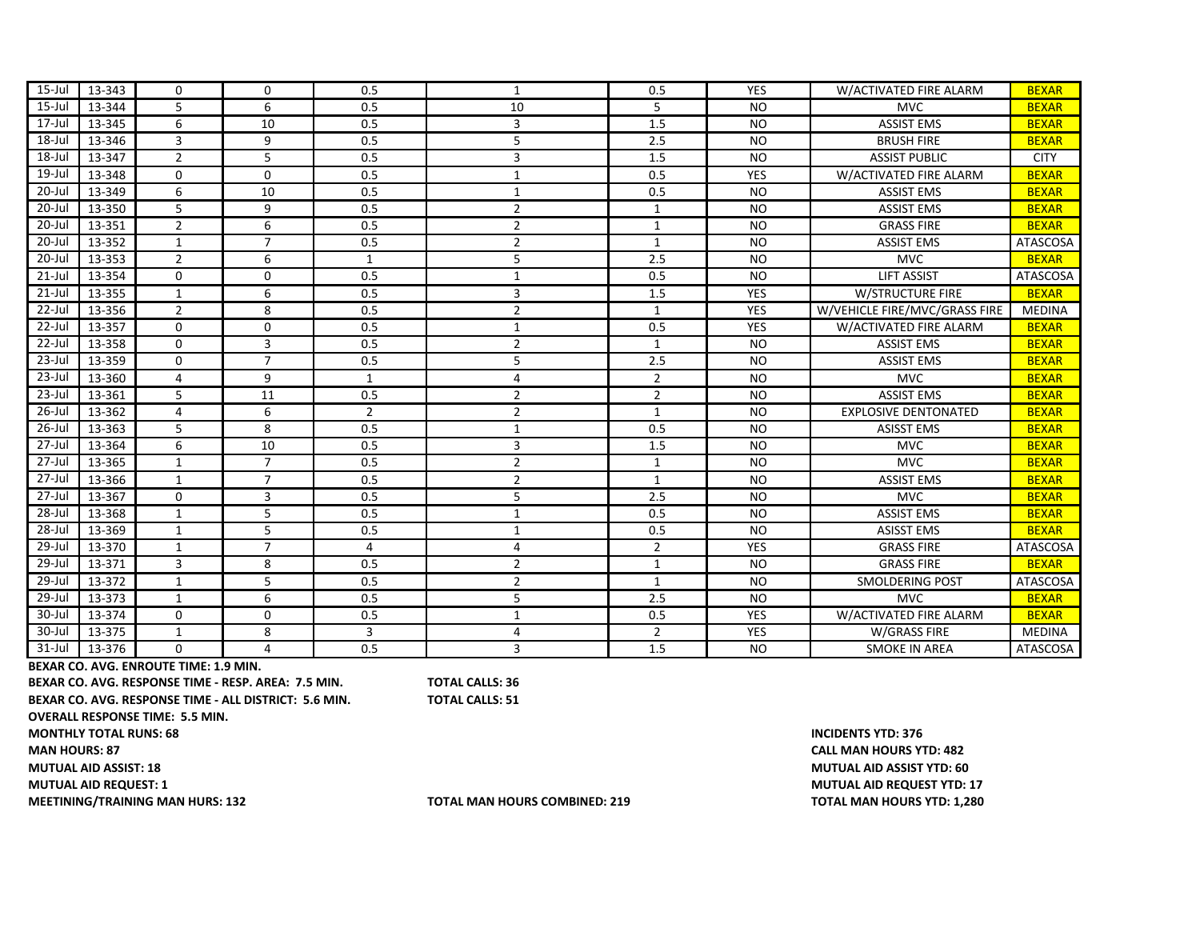| | | | | | | | | | |
|---|---|---|---|---|---|---|---|---|---|
| 15-Jul | 13-343 | 0 | 0 | 0.5 | 1 | 0.5 | YES | W/ACTIVATED FIRE ALARM | BEXAR |
| 15-Jul | 13-344 | 5 | 6 | 0.5 | 10 | 5 | NO | MVC | BEXAR |
| 17-Jul | 13-345 | 6 | 10 | 0.5 | 3 | 1.5 | NO | ASSIST EMS | BEXAR |
| 18-Jul | 13-346 | 3 | 9 | 0.5 | 5 | 2.5 | NO | BRUSH FIRE | BEXAR |
| 18-Jul | 13-347 | 2 | 5 | 0.5 | 3 | 1.5 | NO | ASSIST PUBLIC | CITY |
| 19-Jul | 13-348 | 0 | 0 | 0.5 | 1 | 0.5 | YES | W/ACTIVATED FIRE ALARM | BEXAR |
| 20-Jul | 13-349 | 6 | 10 | 0.5 | 1 | 0.5 | NO | ASSIST EMS | BEXAR |
| 20-Jul | 13-350 | 5 | 9 | 0.5 | 2 | 1 | NO | ASSIST EMS | BEXAR |
| 20-Jul | 13-351 | 2 | 6 | 0.5 | 2 | 1 | NO | GRASS FIRE | BEXAR |
| 20-Jul | 13-352 | 1 | 7 | 0.5 | 2 | 1 | NO | ASSIST EMS | ATASCOSA |
| 20-Jul | 13-353 | 2 | 6 | 1 | 5 | 2.5 | NO | MVC | BEXAR |
| 21-Jul | 13-354 | 0 | 0 | 0.5 | 1 | 0.5 | NO | LIFT ASSIST | ATASCOSA |
| 21-Jul | 13-355 | 1 | 6 | 0.5 | 3 | 1.5 | YES | W/STRUCTURE FIRE | BEXAR |
| 22-Jul | 13-356 | 2 | 8 | 0.5 | 2 | 1 | YES | W/VEHICLE FIRE/MVC/GRASS FIRE | MEDINA |
| 22-Jul | 13-357 | 0 | 0 | 0.5 | 1 | 0.5 | YES | W/ACTIVATED FIRE ALARM | BEXAR |
| 22-Jul | 13-358 | 0 | 3 | 0.5 | 2 | 1 | NO | ASSIST EMS | BEXAR |
| 23-Jul | 13-359 | 0 | 7 | 0.5 | 5 | 2.5 | NO | ASSIST EMS | BEXAR |
| 23-Jul | 13-360 | 4 | 9 | 1 | 4 | 2 | NO | MVC | BEXAR |
| 23-Jul | 13-361 | 5 | 11 | 0.5 | 2 | 2 | NO | ASSIST EMS | BEXAR |
| 26-Jul | 13-362 | 4 | 6 | 2 | 2 | 1 | NO | EXPLOSIVE DENTONATED | BEXAR |
| 26-Jul | 13-363 | 5 | 8 | 0.5 | 1 | 0.5 | NO | ASISST EMS | BEXAR |
| 27-Jul | 13-364 | 6 | 10 | 0.5 | 3 | 1.5 | NO | MVC | BEXAR |
| 27-Jul | 13-365 | 1 | 7 | 0.5 | 2 | 1 | NO | MVC | BEXAR |
| 27-Jul | 13-366 | 1 | 7 | 0.5 | 2 | 1 | NO | ASSIST EMS | BEXAR |
| 27-Jul | 13-367 | 0 | 3 | 0.5 | 5 | 2.5 | NO | MVC | BEXAR |
| 28-Jul | 13-368 | 1 | 5 | 0.5 | 1 | 0.5 | NO | ASSIST EMS | BEXAR |
| 28-Jul | 13-369 | 1 | 5 | 0.5 | 1 | 0.5 | NO | ASISST EMS | BEXAR |
| 29-Jul | 13-370 | 1 | 7 | 4 | 4 | 2 | YES | GRASS FIRE | ATASCOSA |
| 29-Jul | 13-371 | 3 | 8 | 0.5 | 2 | 1 | NO | GRASS FIRE | BEXAR |
| 29-Jul | 13-372 | 1 | 5 | 0.5 | 2 | 1 | NO | SMOLDERING POST | ATASCOSA |
| 29-Jul | 13-373 | 1 | 6 | 0.5 | 5 | 2.5 | NO | MVC | BEXAR |
| 30-Jul | 13-374 | 0 | 0 | 0.5 | 1 | 0.5 | YES | W/ACTIVATED FIRE ALARM | BEXAR |
| 30-Jul | 13-375 | 1 | 8 | 3 | 4 | 2 | YES | W/GRASS FIRE | MEDINA |
| 31-Jul | 13-376 | 0 | 4 | 0.5 | 3 | 1.5 | NO | SMOKE IN AREA | ATASCOSA |

**BEXAR CO. AVG. ENROUTE TIME: 1.9 MIN.**

**BEXAR CO. AVG. RESPONSE TIME - RESP. AREA: 7.5 MIN.** **TOTAL CALLS: 36**

**BEXAR CO. AVG. RESPONSE TIME - ALL DISTRICT: 5.6 MIN.** **TOTAL CALLS: 51**

**OVERALL RESPONSE TIME: 5.5 MIN.**

**MONTHLY TOTAL RUNS: 68**

**MAN HOURS: 87**

**MUTUAL AID ASSIST: 18**

**MUTUAL AID REQUEST: 1**

**MEETINING/TRAINING MAN HURS: 132**

**TOTAL MAN HOURS COMBINED: 219**

**INCIDENTS YTD: 376**

**CALL MAN HOURS YTD: 482**

**MUTUAL AID ASSIST YTD: 60**

**MUTUAL AID REQUEST YTD: 17**

**TOTAL MAN HOURS YTD: 1,280**